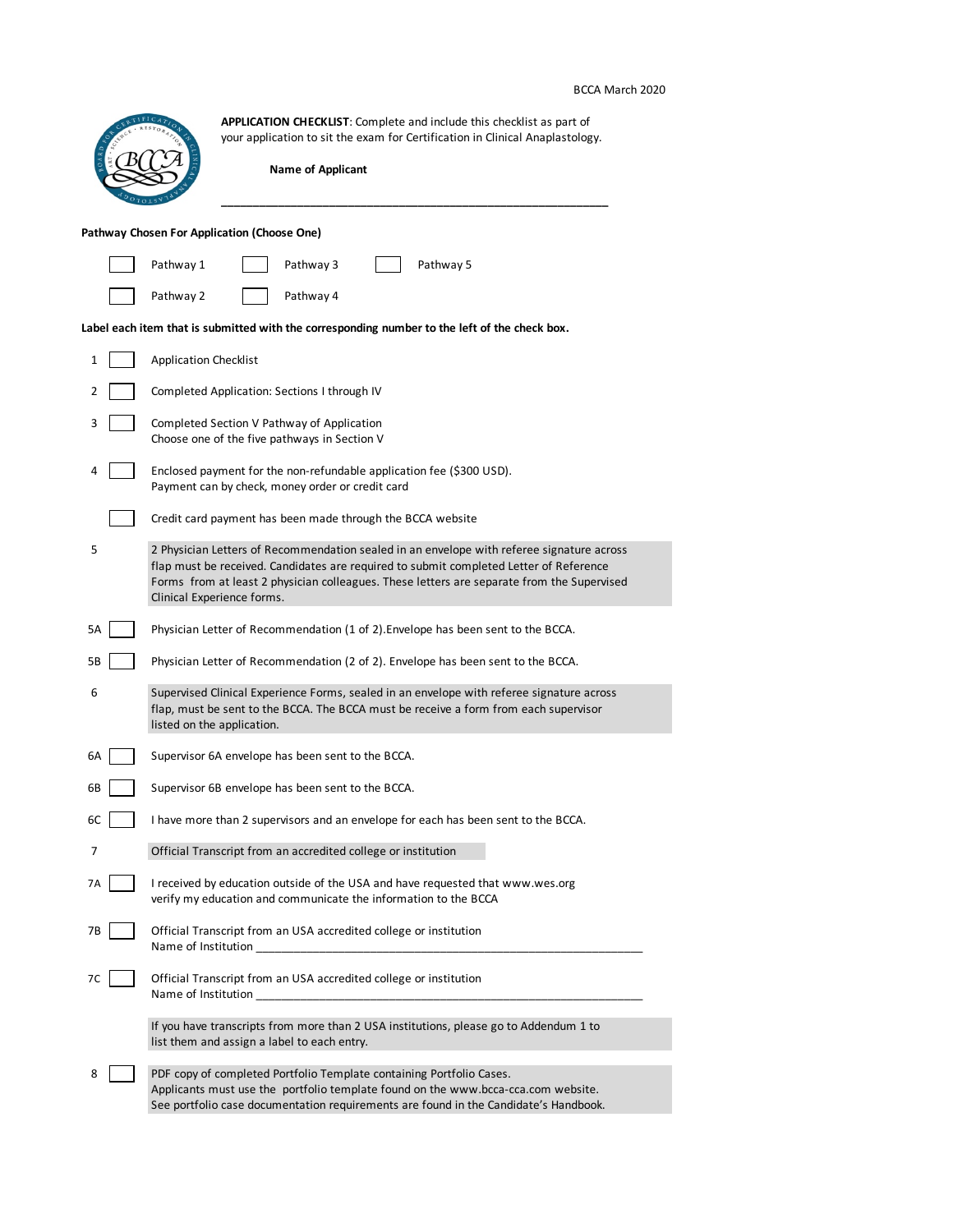BCCA March 2020

**APPLICATION CHECKLIST**: Complete and include this checklist as part of your application to sit the exam for Certification in Clinical Anaplastology.

**Name of Applicant** \_\_\_\_\_\_\_\_\_\_\_\_\_\_\_\_\_\_\_\_\_\_\_\_\_\_\_\_\_\_\_\_\_\_\_\_\_\_\_\_\_\_\_\_\_\_\_\_\_\_\_\_\_\_\_\_\_\_

**Pathway Chosen For Application (Choose One)**

- ☐ Pathway 1
- ☐ Pathway 2
- ☐ Pathway 3
- ☐ Pathway 4
- ☐ Pathway 5

**Label each item that is submitted with the corresponding number to the left of the check box.**

1 ☐ Application Checklist

2 ☐ Completed Application: Sections I through IV

3 ☐ Completed Section V Pathway of Application
Choose one of the five pathways in Section V

4 ☐ Enclosed payment for the non-refundable application fee ($300 USD).
Payment can by check, money order or credit card

☐ Credit card payment has been made through the BCCA website

5 2 Physician Letters of Recommendation sealed in an envelope with referee signature across flap must be received. Candidates are required to submit completed Letter of Reference Forms from at least 2 physician colleagues. These letters are separate from the Supervised Clinical Experience forms.

5A ☐ Physician Letter of Recommendation (1 of 2).Envelope has been sent to the BCCA.

5B ☐ Physician Letter of Recommendation (2 of 2). Envelope has been sent to the BCCA.

6 Supervised Clinical Experience Forms, sealed in an envelope with referee signature across flap, must be sent to the BCCA. The BCCA must be receive a form from each supervisor listed on the application.

6A ☐ Supervisor 6A envelope has been sent to the BCCA.

6B ☐ Supervisor 6B envelope has been sent to the BCCA.

6C ☐ I have more than 2 supervisors and an envelope for each has been sent to the BCCA.

7 Official Transcript from an accredited college or institution

7A ☐ I received by education outside of the USA and have requested that www.wes.org verify my education and communicate the information to the BCCA

7B ☐ Official Transcript from an USA accredited college or institution
Name of Institution \_\_\_\_\_\_\_\_\_\_\_\_\_\_\_\_\_\_\_\_\_\_\_\_\_\_\_\_\_\_\_\_\_\_\_\_\_\_\_\_\_\_\_\_\_\_\_\_\_\_\_\_\_\_\_\_\_\_

7C ☐ Official Transcript from an USA accredited college or institution
Name of Institution \_\_\_\_\_\_\_\_\_\_\_\_\_\_\_\_\_\_\_\_\_\_\_\_\_\_\_\_\_\_\_\_\_\_\_\_\_\_\_\_\_\_\_\_\_\_\_\_\_\_\_\_\_\_\_\_\_\_

If you have transcripts from more than 2 USA institutions, please go to Addendum 1 to list them and assign a label to each entry.

8 ☐ PDF copy of completed Portfolio Template containing Portfolio Cases.
Applicants must use the portfolio template found on the www.bcca-cca.com website.
See portfolio case documentation requirements are found in the Candidate's Handbook.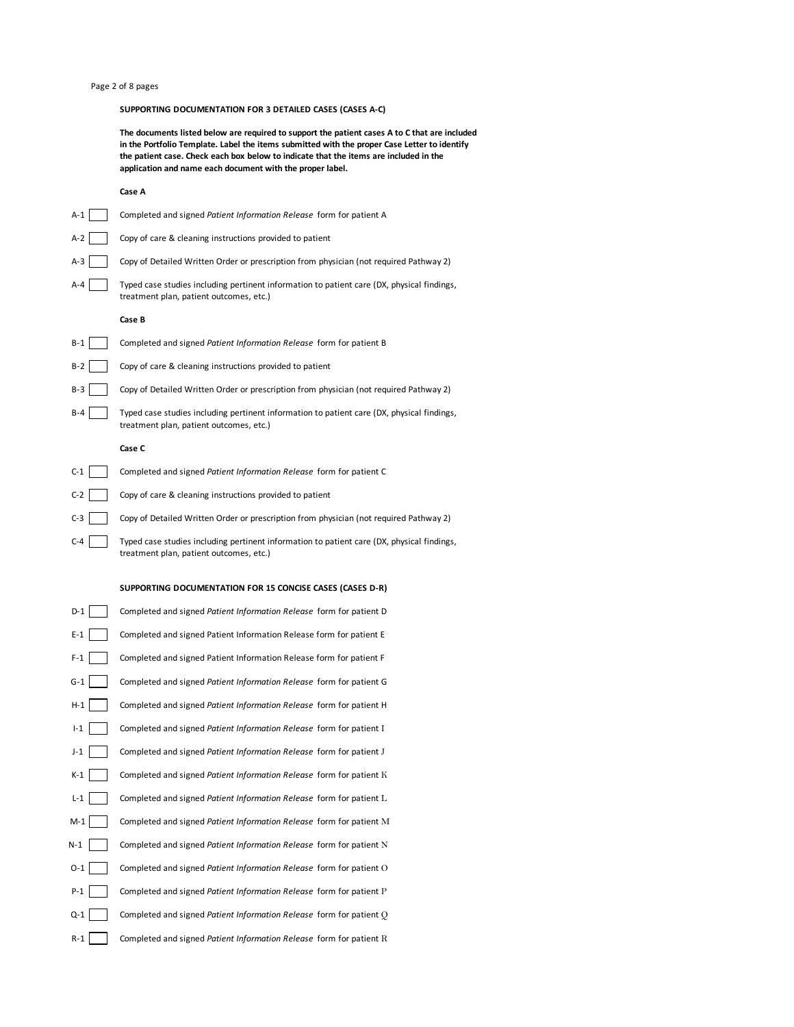## SUPPORTING DOCUMENTATION FOR 3 DETAILED CASES (CASES A-C)

**The documents listed below are required to support the patient cases A to C that are included in the Portfolio Template. Label the items submitted with the proper Case Letter to identify the patient case. Check each box below to indicate that the items are included in the application and name each document with the proper label.**

### Case A

- A-1 ☐ Completed and signed *Patient Information Release* form for patient A
- A-2 ☐ Copy of care & cleaning instructions provided to patient
- A-3 ☐ Copy of Detailed Written Order or prescription from physician (not required Pathway 2)
- A-4 ☐ Typed case studies including pertinent information to patient care (DX, physical findings, treatment plan, patient outcomes, etc.)

### Case B

- B-1 ☐ Completed and signed *Patient Information Release* form for patient B
- B-2 ☐ Copy of care & cleaning instructions provided to patient
- B-3 ☐ Copy of Detailed Written Order or prescription from physician (not required Pathway 2)
- B-4 ☐ Typed case studies including pertinent information to patient care (DX, physical findings, treatment plan, patient outcomes, etc.)

### Case C

- C-1 ☐ Completed and signed *Patient Information Release* form for patient C
- C-2 ☐ Copy of care & cleaning instructions provided to patient
- C-3 ☐ Copy of Detailed Written Order or prescription from physician (not required Pathway 2)
- C-4 ☐ Typed case studies including pertinent information to patient care (DX, physical findings, treatment plan, patient outcomes, etc.)

## SUPPORTING DOCUMENTATION FOR 15 CONCISE CASES (CASES D-R)

- D-1 ☐ Completed and signed *Patient Information Release* form for patient D
- E-1 ☐ Completed and signed Patient Information Release form for patient E
- F-1 ☐ Completed and signed Patient Information Release form for patient F
- G-1 ☐ Completed and signed *Patient Information Release* form for patient G
- H-1 ☐ Completed and signed *Patient Information Release* form for patient H
- I-1 ☐ Completed and signed *Patient Information Release* form for patient I
- J-1 ☐ Completed and signed *Patient Information Release* form for patient J
- K-1 ☐ Completed and signed *Patient Information Release* form for patient K
- L-1 ☐ Completed and signed *Patient Information Release* form for patient L
- M-1 ☐ Completed and signed *Patient Information Release* form for patient M
- N-1 ☐ Completed and signed *Patient Information Release* form for patient N
- O-1 ☐ Completed and signed *Patient Information Release* form for patient O
- P-1 ☐ Completed and signed *Patient Information Release* form for patient P
- Q-1 ☐ Completed and signed *Patient Information Release* form for patient Q
- R-1 ☐ Completed and signed *Patient Information Release* form for patient R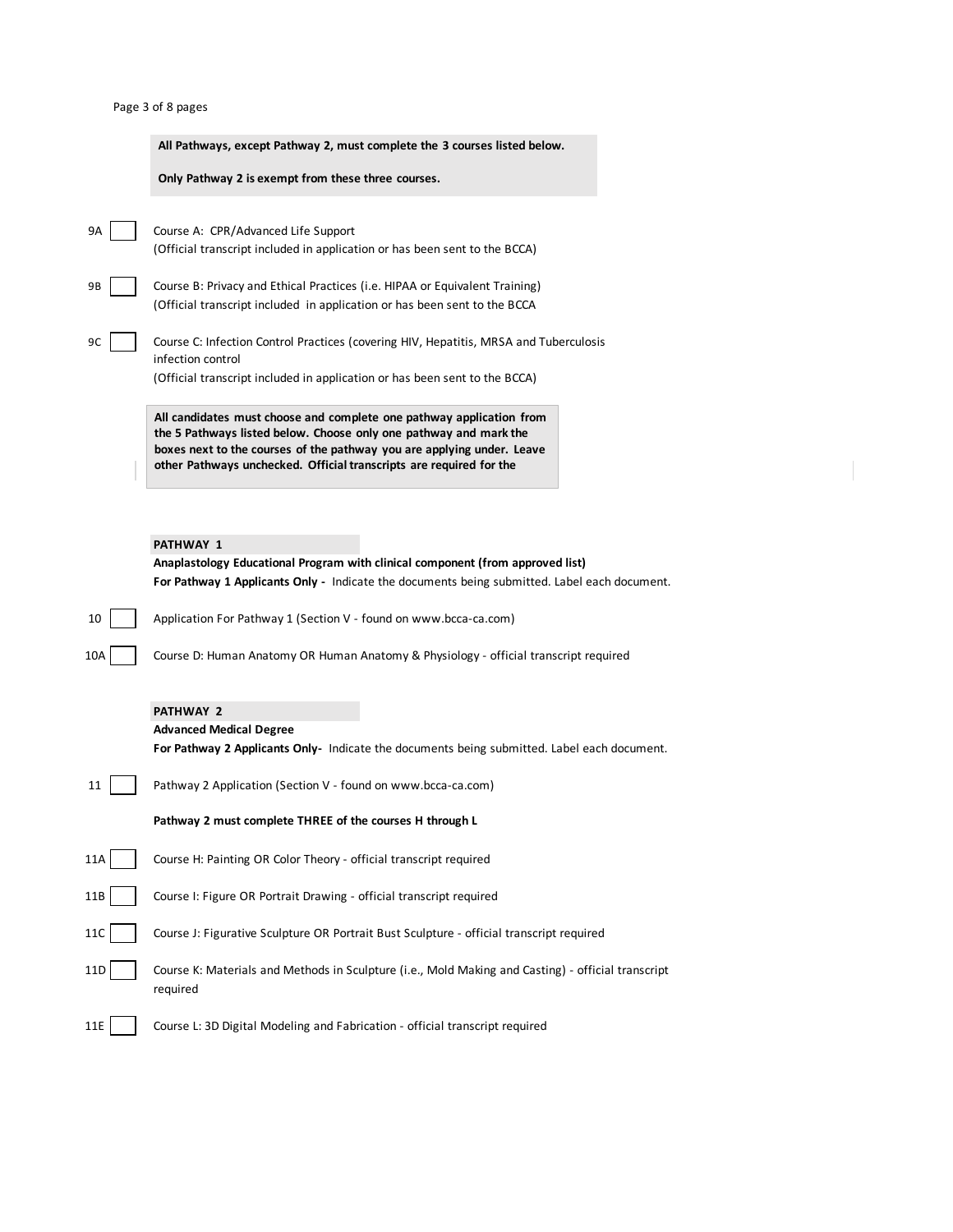**All Pathways, except Pathway 2, must complete the 3 courses listed below.**

**Only Pathway 2 is exempt from these three courses.**

9A ☐ Course A: CPR/Advanced Life Support
(Official transcript included in application or has been sent to the BCCA)

9B ☐ Course B: Privacy and Ethical Practices (i.e. HIPAA or Equivalent Training)
(Official transcript included in application or has been sent to the BCCA

9C ☐ Course C: Infection Control Practices (covering HIV, Hepatitis, MRSA and Tuberculosis infection control
(Official transcript included in application or has been sent to the BCCA)

**All candidates must choose and complete one pathway application from the 5 Pathways listed below. Choose only one pathway and mark the boxes next to the courses of the pathway you are applying under. Leave other Pathways unchecked. Official transcripts are required for the**

## PATHWAY 1

**Anaplastology Educational Program with clinical component (from approved list)**

**For Pathway 1 Applicants Only -** Indicate the documents being submitted. Label each document.

10 ☐ Application For Pathway 1 (Section V - found on www.bcca-ca.com)

10A ☐ Course D: Human Anatomy OR Human Anatomy & Physiology - official transcript required

## PATHWAY 2

**Advanced Medical Degree**

**For Pathway 2 Applicants Only-** Indicate the documents being submitted. Label each document.

11 ☐ Pathway 2 Application (Section V - found on www.bcca-ca.com)

**Pathway 2 must complete THREE of the courses H through L**

11A ☐ Course H: Painting OR Color Theory - official transcript required

11B ☐ Course I: Figure OR Portrait Drawing - official transcript required

11C ☐ Course J: Figurative Sculpture OR Portrait Bust Sculpture - official transcript required

11D ☐ Course K: Materials and Methods in Sculpture (i.e., Mold Making and Casting) - official transcript required

11E ☐ Course L: 3D Digital Modeling and Fabrication - official transcript required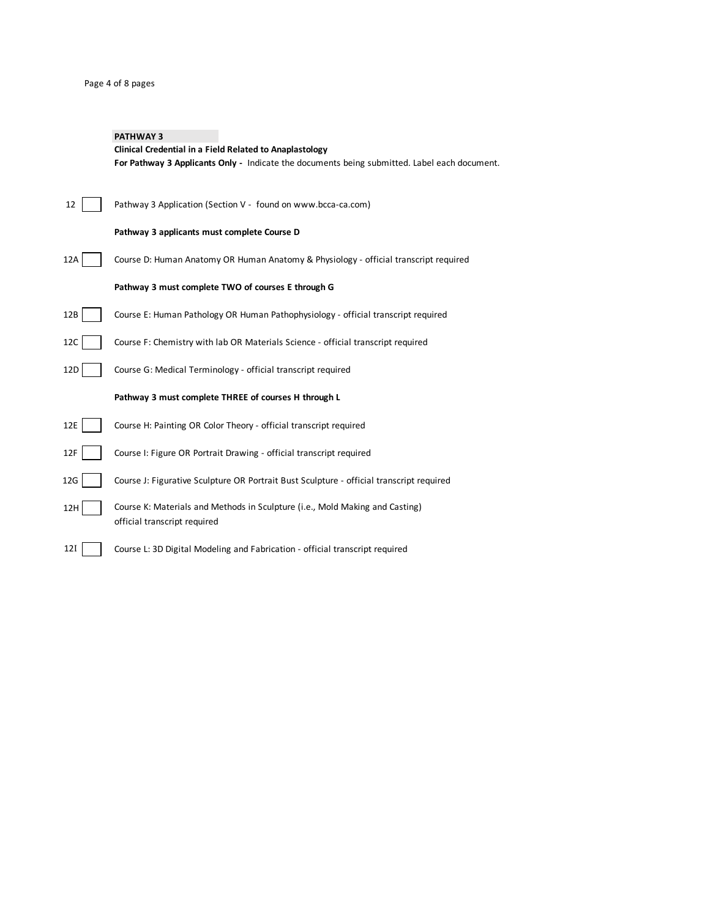**PATHWAY 3**

**Clinical Credential in a Field Related to Anaplastology**

**For Pathway 3 Applicants Only -** Indicate the documents being submitted. Label each document.

12 ☐ Pathway 3 Application (Section V - found on www.bcca-ca.com)

**Pathway 3 applicants must complete Course D**

12A ☐ Course D: Human Anatomy OR Human Anatomy & Physiology - official transcript required

**Pathway 3 must complete TWO of courses E through G**

12B ☐ Course E: Human Pathology OR Human Pathophysiology - official transcript required

12C ☐ Course F: Chemistry with lab OR Materials Science - official transcript required

12D ☐ Course G: Medical Terminology - official transcript required

**Pathway 3 must complete THREE of courses H through L**

12E ☐ Course H: Painting OR Color Theory - official transcript required

12F ☐ Course I: Figure OR Portrait Drawing - official transcript required

12G ☐ Course J: Figurative Sculpture OR Portrait Bust Sculpture - official transcript required

12H ☐ Course K: Materials and Methods in Sculpture (i.e., Mold Making and Casting) official transcript required

12I ☐ Course L: 3D Digital Modeling and Fabrication - official transcript required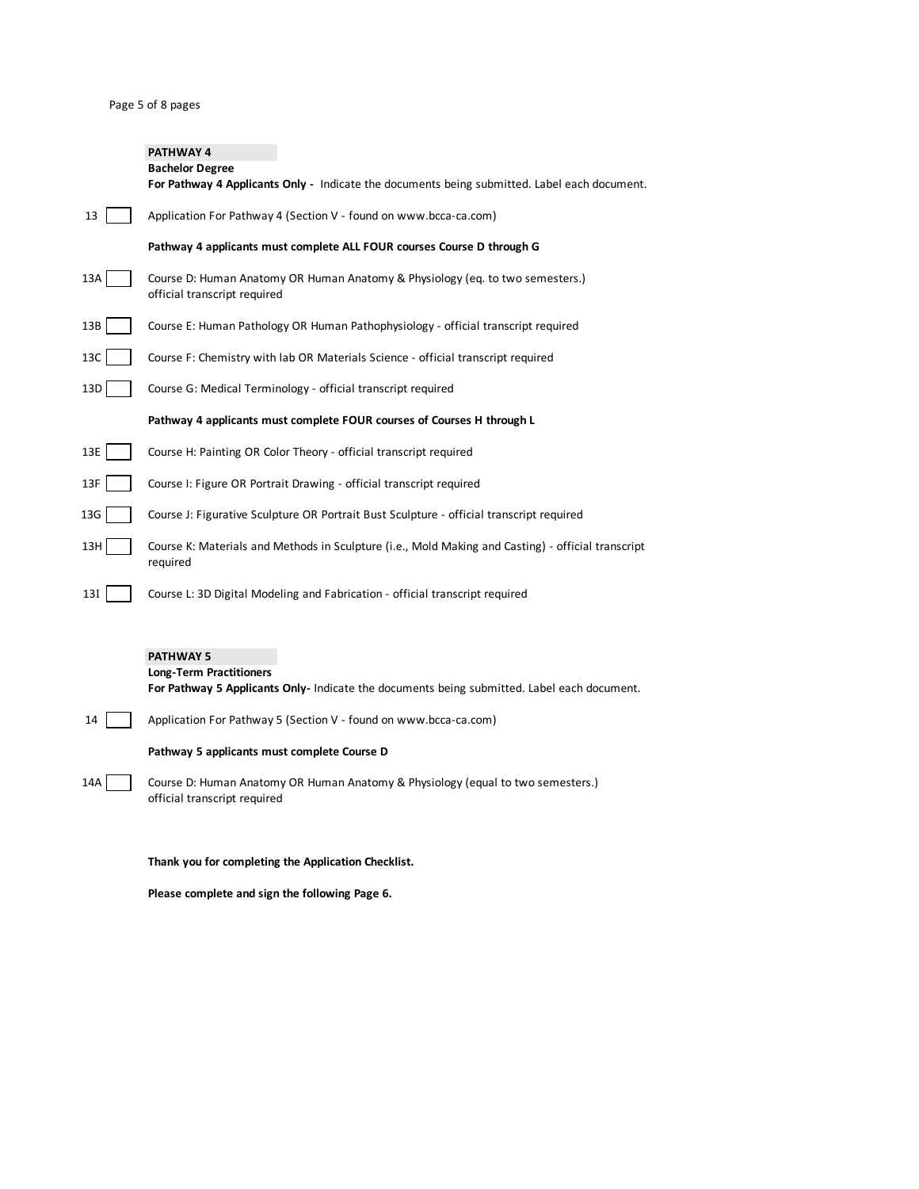## PATHWAY 4

**Bachelor Degree**

**For Pathway 4 Applicants Only -** Indicate the documents being submitted. Label each document.

13 [ ] Application For Pathway 4 (Section V - found on www.bcca-ca.com)

**Pathway 4 applicants must complete ALL FOUR courses Course D through G**

13A [ ] Course D: Human Anatomy OR Human Anatomy & Physiology (eq. to two semesters.) official transcript required

13B [ ] Course E: Human Pathology OR Human Pathophysiology - official transcript required

13C [ ] Course F: Chemistry with lab OR Materials Science - official transcript required

13D [ ] Course G: Medical Terminology - official transcript required

**Pathway 4 applicants must complete FOUR courses of Courses H through L**

13E [ ] Course H: Painting OR Color Theory - official transcript required

13F [ ] Course I: Figure OR Portrait Drawing - official transcript required

13G [ ] Course J: Figurative Sculpture OR Portrait Bust Sculpture - official transcript required

13H [ ] Course K: Materials and Methods in Sculpture (i.e., Mold Making and Casting) - official transcript required

13I [ ] Course L: 3D Digital Modeling and Fabrication - official transcript required

## PATHWAY 5

**Long-Term Practitioners**

**For Pathway 5 Applicants Only-** Indicate the documents being submitted. Label each document.

14 [ ] Application For Pathway 5 (Section V - found on www.bcca-ca.com)

**Pathway 5 applicants must complete Course D**

14A [ ] Course D: Human Anatomy OR Human Anatomy & Physiology (equal to two semesters.) official transcript required

**Thank you for completing the Application Checklist.**

**Please complete and sign the following Page 6.**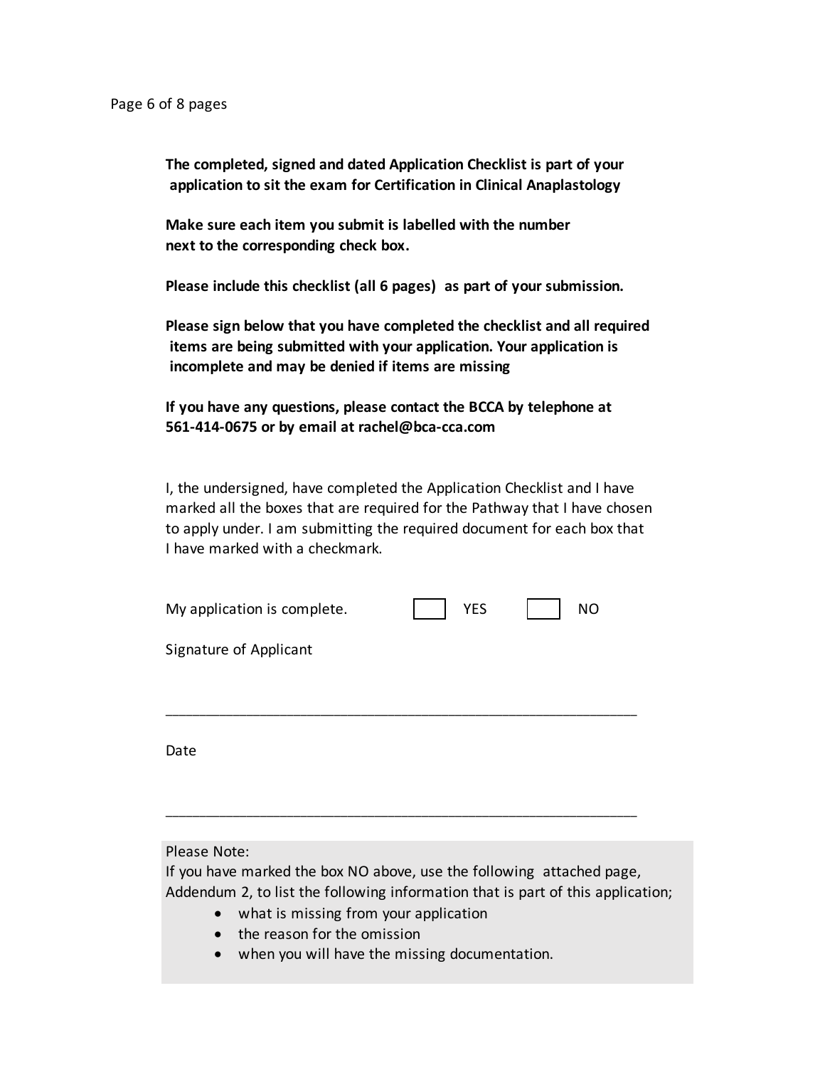**The completed, signed and dated Application Checklist is part of your application to sit the exam for Certification in Clinical Anaplastology**

**Make sure each item you submit is labelled with the number next to the corresponding check box.**

**Please include this checklist (all 6 pages) as part of your submission.**

**Please sign below that you have completed the checklist and all required items are being submitted with your application. Your application is incomplete and may be denied if items are missing**

**If you have any questions, please contact the BCCA by telephone at 561-414-0675 or by email at rachel@bca-cca.com**

I, the undersigned, have completed the Application Checklist and I have marked all the boxes that are required for the Pathway that I have chosen to apply under. I am submitting the required document for each box that I have marked with a checkmark.

My application is complete. ☐ YES ☐ NO

Signature of Applicant

_______________________________________________

Date

_______________________________________________

Please Note:
If you have marked the box NO above, use the following attached page, Addendum 2, to list the following information that is part of this application;

- what is missing from your application
- the reason for the omission
- when you will have the missing documentation.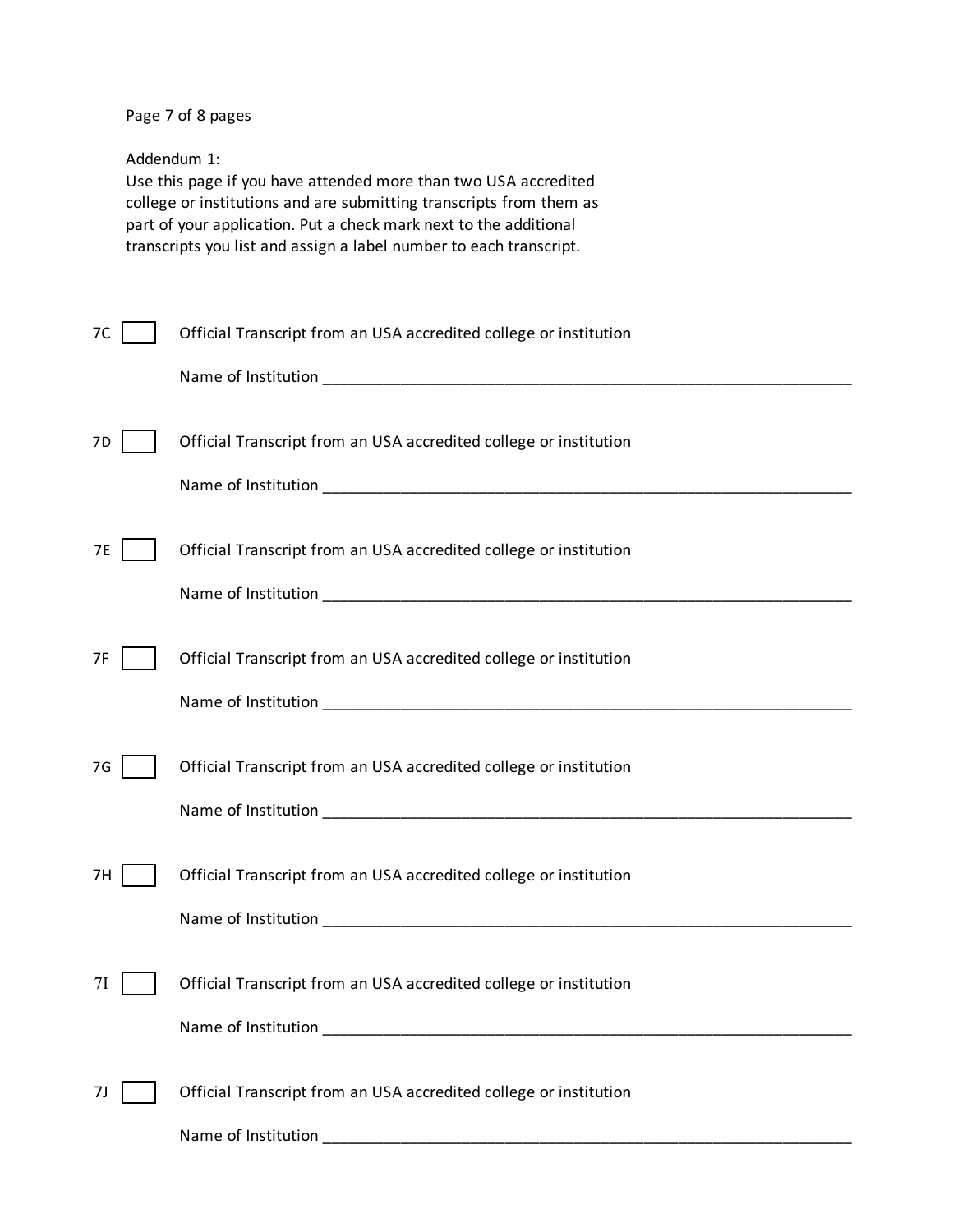Addendum 1:
Use this page if you have attended more than two USA accredited college or institutions and are submitting transcripts from them as part of your application. Put a check mark next to the additional transcripts you list and assign a label number to each transcript.

7C ☐ Official Transcript from an USA accredited college or institution

Name of Institution ___________________________________________________________

7D ☐ Official Transcript from an USA accredited college or institution

Name of Institution ___________________________________________________________

7E ☐ Official Transcript from an USA accredited college or institution

Name of Institution ___________________________________________________________

7F ☐ Official Transcript from an USA accredited college or institution

Name of Institution ___________________________________________________________

7G ☐ Official Transcript from an USA accredited college or institution

Name of Institution ___________________________________________________________

7H ☐ Official Transcript from an USA accredited college or institution

Name of Institution ___________________________________________________________

7I ☐ Official Transcript from an USA accredited college or institution

Name of Institution ___________________________________________________________

7J ☐ Official Transcript from an USA accredited college or institution

Name of Institution ___________________________________________________________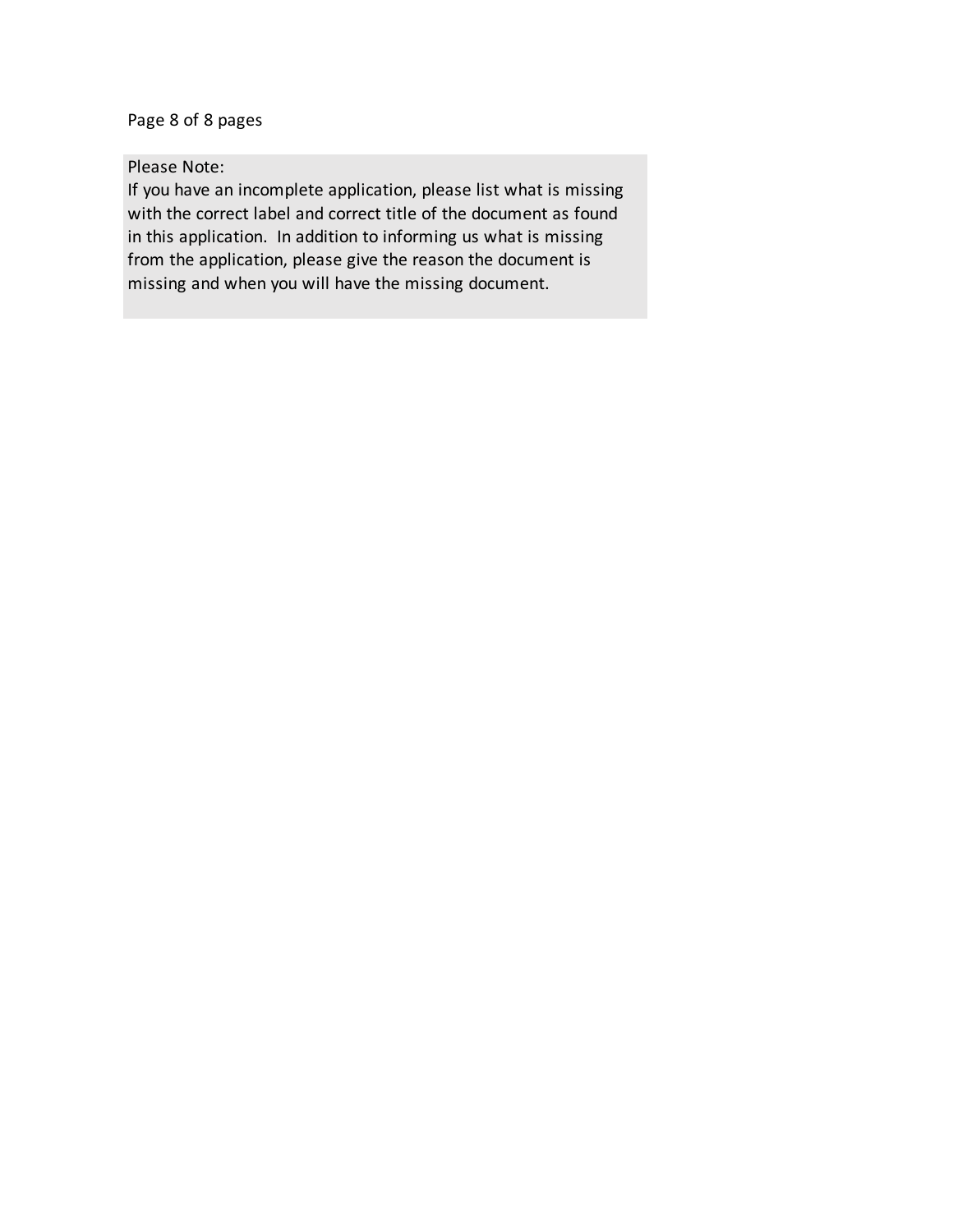Please Note:
If you have an incomplete application, please list what is missing with the correct label and correct title of the document as found in this application.  In addition to informing us what is missing from the application, please give the reason the document is missing and when you will have the missing document.